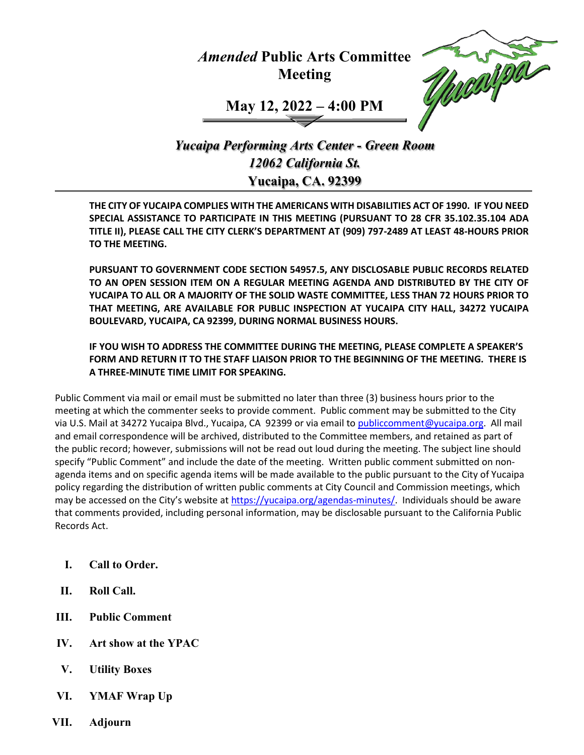# *Amended* Public Arts Committee Meeting

## May 12, 2022 – 4:00 PM

***Yucaipa Performing Arts Center - Green Room***
***12062 California St.***
**Yucaipa, CA. 92399**

**THE CITY OF YUCAIPA COMPLIES WITH THE AMERICANS WITH DISABILITIES ACT OF 1990. IF YOU NEED SPECIAL ASSISTANCE TO PARTICIPATE IN THIS MEETING (PURSUANT TO 28 CFR 35.102.35.104 ADA TITLE II), PLEASE CALL THE CITY CLERK'S DEPARTMENT AT (909) 797-2489 AT LEAST 48-HOURS PRIOR TO THE MEETING.**

**PURSUANT TO GOVERNMENT CODE SECTION 54957.5, ANY DISCLOSABLE PUBLIC RECORDS RELATED TO AN OPEN SESSION ITEM ON A REGULAR MEETING AGENDA AND DISTRIBUTED BY THE CITY OF YUCAIPA TO ALL OR A MAJORITY OF THE SOLID WASTE COMMITTEE, LESS THAN 72 HOURS PRIOR TO THAT MEETING, ARE AVAILABLE FOR PUBLIC INSPECTION AT YUCAIPA CITY HALL, 34272 YUCAIPA BOULEVARD, YUCAIPA, CA 92399, DURING NORMAL BUSINESS HOURS.**

**IF YOU WISH TO ADDRESS THE COMMITTEE DURING THE MEETING, PLEASE COMPLETE A SPEAKER'S FORM AND RETURN IT TO THE STAFF LIAISON PRIOR TO THE BEGINNING OF THE MEETING. THERE IS A THREE-MINUTE TIME LIMIT FOR SPEAKING.**

Public Comment via mail or email must be submitted no later than three (3) business hours prior to the meeting at which the commenter seeks to provide comment. Public comment may be submitted to the City via U.S. Mail at 34272 Yucaipa Blvd., Yucaipa, CA 92399 or via email to publiccomment@yucaipa.org. All mail and email correspondence will be archived, distributed to the Committee members, and retained as part of the public record; however, submissions will not be read out loud during the meeting. The subject line should specify "Public Comment" and include the date of the meeting. Written public comment submitted on non-agenda items and on specific agenda items will be made available to the public pursuant to the City of Yucaipa policy regarding the distribution of written public comments at City Council and Commission meetings, which may be accessed on the City's website at https://yucaipa.org/agendas-minutes/. Individuals should be aware that comments provided, including personal information, may be disclosable pursuant to the California Public Records Act.

- **I. Call to Order.**
- **II. Roll Call.**
- **III. Public Comment**
- **IV. Art show at the YPAC**
- **V. Utility Boxes**
- **VI. YMAF Wrap Up**
- **VII. Adjourn**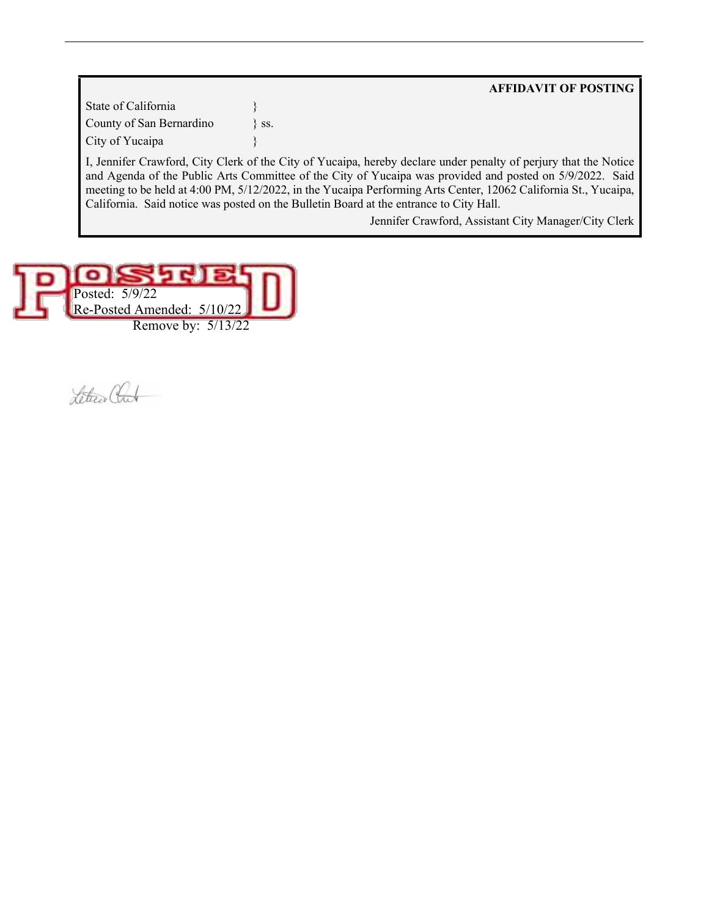**AFFIDAVIT OF POSTING**

State of California }
County of San Bernardino } ss.
City of Yucaipa }

I, Jennifer Crawford, City Clerk of the City of Yucaipa, hereby declare under penalty of perjury that the Notice and Agenda of the Public Arts Committee of the City of Yucaipa was provided and posted on 5/9/2022. Said meeting to be held at 4:00 PM, 5/12/2022, in the Yucaipa Performing Arts Center, 12062 California St., Yucaipa, California. Said notice was posted on the Bulletin Board at the entrance to City Hall.

Jennifer Crawford, Assistant City Manager/City Clerk

POSTED

Posted: 5/9/22
Re-Posted Amended: 5/10/22
Remove by: 5/13/22